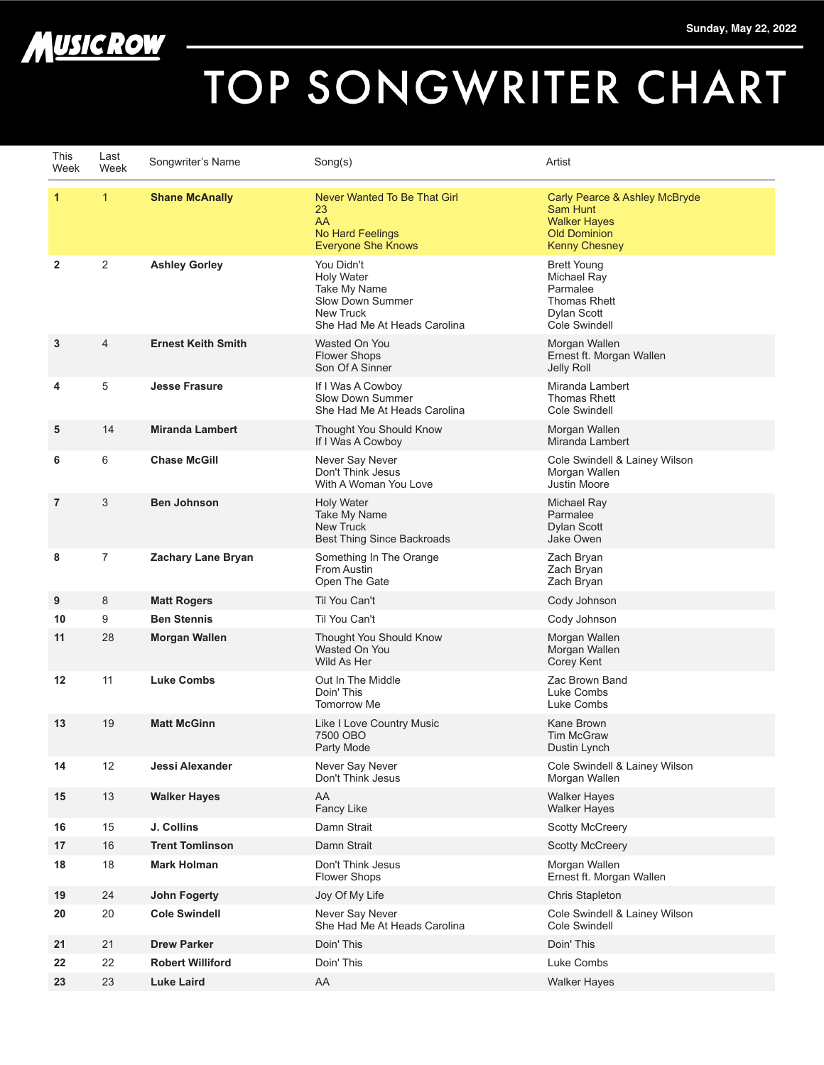Sunday, May 22, 2022

# MUSIC ROW TOP SONGWRITER CHART

| This Week | Last Week | Songwriter's Name | Song(s) | Artist |
|---|---|---|---|---|
| **1** | 1 | **Shane McAnally** | Never Wanted To Be That Girl<br>23<br>AA<br>No Hard Feelings<br>Everyone She Knows | Carly Pearce & Ashley McBryde<br>Sam Hunt<br>Walker Hayes<br>Old Dominion<br>Kenny Chesney |
| **2** | 2 | **Ashley Gorley** | You Didn't<br>Holy Water<br>Take My Name<br>Slow Down Summer<br>New Truck<br>She Had Me At Heads Carolina | Brett Young<br>Michael Ray<br>Parmalee<br>Thomas Rhett<br>Dylan Scott<br>Cole Swindell |
| **3** | 4 | **Ernest Keith Smith** | Wasted On You<br>Flower Shops<br>Son Of A Sinner | Morgan Wallen<br>Ernest ft. Morgan Wallen<br>Jelly Roll |
| **4** | 5 | **Jesse Frasure** | If I Was A Cowboy<br>Slow Down Summer<br>She Had Me At Heads Carolina | Miranda Lambert<br>Thomas Rhett<br>Cole Swindell |
| **5** | 14 | **Miranda Lambert** | Thought You Should Know<br>If I Was A Cowboy | Morgan Wallen<br>Miranda Lambert |
| **6** | 6 | **Chase McGill** | Never Say Never<br>Don't Think Jesus<br>With A Woman You Love | Cole Swindell & Lainey Wilson<br>Morgan Wallen<br>Justin Moore |
| **7** | 3 | **Ben Johnson** | Holy Water<br>Take My Name<br>New Truck<br>Best Thing Since Backroads | Michael Ray<br>Parmalee<br>Dylan Scott<br>Jake Owen |
| **8** | 7 | **Zachary Lane Bryan** | Something In The Orange<br>From Austin<br>Open The Gate | Zach Bryan<br>Zach Bryan<br>Zach Bryan |
| **9** | 8 | **Matt Rogers** | Til You Can't | Cody Johnson |
| **10** | 9 | **Ben Stennis** | Til You Can't | Cody Johnson |
| **11** | 28 | **Morgan Wallen** | Thought You Should Know<br>Wasted On You<br>Wild As Her | Morgan Wallen<br>Morgan Wallen<br>Corey Kent |
| **12** | 11 | **Luke Combs** | Out In The Middle<br>Doin' This<br>Tomorrow Me | Zac Brown Band<br>Luke Combs<br>Luke Combs |
| **13** | 19 | **Matt McGinn** | Like I Love Country Music<br>7500 OBO<br>Party Mode | Kane Brown<br>Tim McGraw<br>Dustin Lynch |
| **14** | 12 | **Jessi Alexander** | Never Say Never<br>Don't Think Jesus | Cole Swindell & Lainey Wilson<br>Morgan Wallen |
| **15** | 13 | **Walker Hayes** | AA<br>Fancy Like | Walker Hayes<br>Walker Hayes |
| **16** | 15 | **J. Collins** | Damn Strait | Scotty McCreery |
| **17** | 16 | **Trent Tomlinson** | Damn Strait | Scotty McCreery |
| **18** | 18 | **Mark Holman** | Don't Think Jesus<br>Flower Shops | Morgan Wallen<br>Ernest ft. Morgan Wallen |
| **19** | 24 | **John Fogerty** | Joy Of My Life | Chris Stapleton |
| **20** | 20 | **Cole Swindell** | Never Say Never<br>She Had Me At Heads Carolina | Cole Swindell & Lainey Wilson<br>Cole Swindell |
| **21** | 21 | **Drew Parker** | Doin' This | Doin' This |
| **22** | 22 | **Robert Williford** | Doin' This | Luke Combs |
| **23** | 23 | **Luke Laird** | AA | Walker Hayes |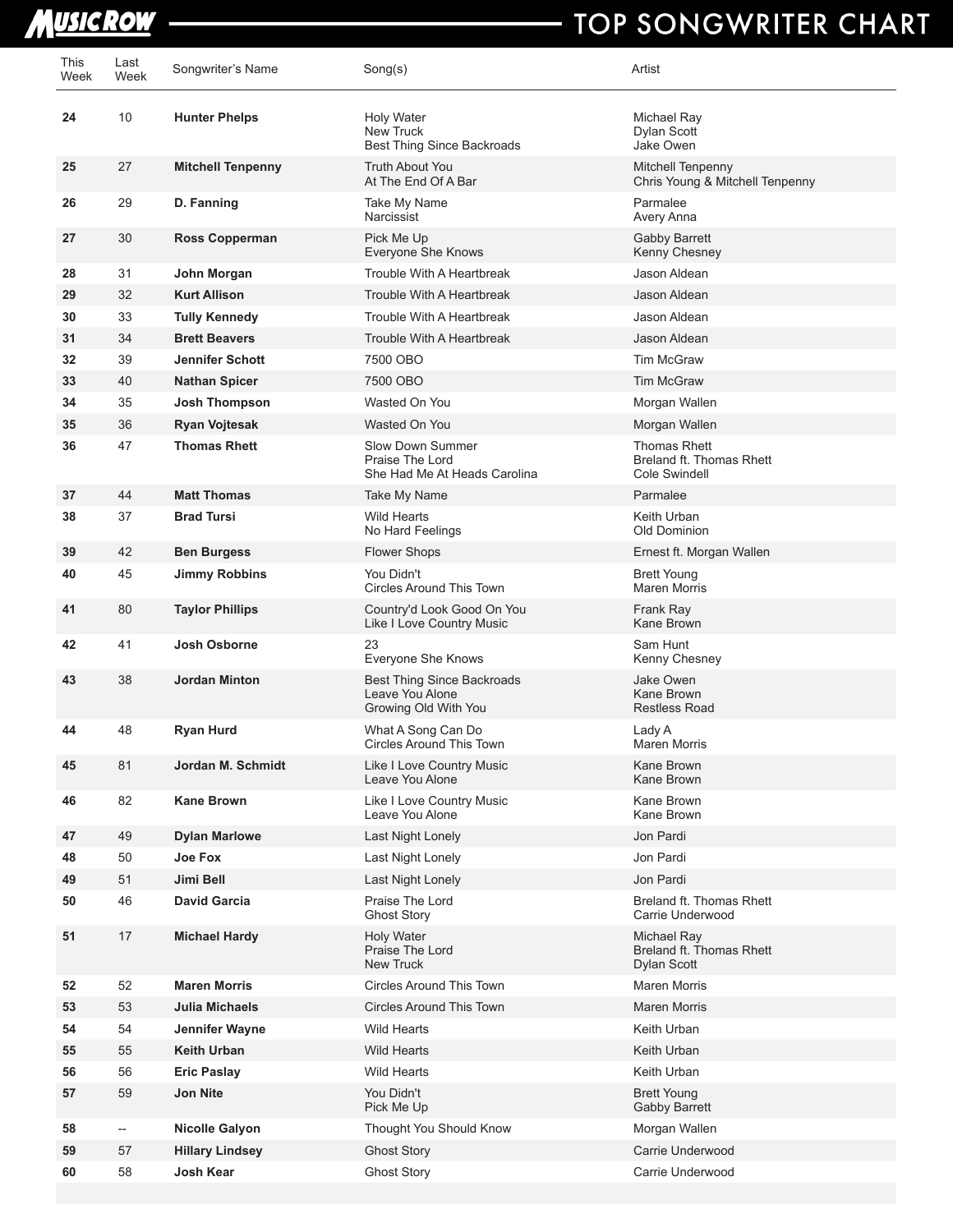# TOP SONGWRITER CHART

| This Week | Last Week | Songwriter's Name | Song(s) | Artist |
|---|---|---|---|---|
| **24** | 10 | **Hunter Phelps** | Holy Water<br>New Truck<br>Best Thing Since Backroads | Michael Ray<br>Dylan Scott<br>Jake Owen |
| **25** | 27 | **Mitchell Tenpenny** | Truth About You<br>At The End Of A Bar | Mitchell Tenpenny<br>Chris Young & Mitchell Tenpenny |
| **26** | 29 | **D. Fanning** | Take My Name<br>Narcissist | Parmalee<br>Avery Anna |
| **27** | 30 | **Ross Copperman** | Pick Me Up<br>Everyone She Knows | Gabby Barrett<br>Kenny Chesney |
| **28** | 31 | **John Morgan** | Trouble With A Heartbreak | Jason Aldean |
| **29** | 32 | **Kurt Allison** | Trouble With A Heartbreak | Jason Aldean |
| **30** | 33 | **Tully Kennedy** | Trouble With A Heartbreak | Jason Aldean |
| **31** | 34 | **Brett Beavers** | Trouble With A Heartbreak | Jason Aldean |
| **32** | 39 | **Jennifer Schott** | 7500 OBO | Tim McGraw |
| **33** | 40 | **Nathan Spicer** | 7500 OBO | Tim McGraw |
| **34** | 35 | **Josh Thompson** | Wasted On You | Morgan Wallen |
| **35** | 36 | **Ryan Vojtesak** | Wasted On You | Morgan Wallen |
| **36** | 47 | **Thomas Rhett** | Slow Down Summer<br>Praise The Lord<br>She Had Me At Heads Carolina | Thomas Rhett<br>Breland ft. Thomas Rhett<br>Cole Swindell |
| **37** | 44 | **Matt Thomas** | Take My Name | Parmalee |
| **38** | 37 | **Brad Tursi** | Wild Hearts<br>No Hard Feelings | Keith Urban<br>Old Dominion |
| **39** | 42 | **Ben Burgess** | Flower Shops | Ernest ft. Morgan Wallen |
| **40** | 45 | **Jimmy Robbins** | You Didn't<br>Circles Around This Town | Brett Young<br>Maren Morris |
| **41** | 80 | **Taylor Phillips** | Country'd Look Good On You<br>Like I Love Country Music | Frank Ray<br>Kane Brown |
| **42** | 41 | **Josh Osborne** | 23<br>Everyone She Knows | Sam Hunt<br>Kenny Chesney |
| **43** | 38 | **Jordan Minton** | Best Thing Since Backroads<br>Leave You Alone<br>Growing Old With You | Jake Owen<br>Kane Brown<br>Restless Road |
| **44** | 48 | **Ryan Hurd** | What A Song Can Do<br>Circles Around This Town | Lady A<br>Maren Morris |
| **45** | 81 | **Jordan M. Schmidt** | Like I Love Country Music<br>Leave You Alone | Kane Brown<br>Kane Brown |
| **46** | 82 | **Kane Brown** | Like I Love Country Music<br>Leave You Alone | Kane Brown<br>Kane Brown |
| **47** | 49 | **Dylan Marlowe** | Last Night Lonely | Jon Pardi |
| **48** | 50 | **Joe Fox** | Last Night Lonely | Jon Pardi |
| **49** | 51 | **Jimi Bell** | Last Night Lonely | Jon Pardi |
| **50** | 46 | **David Garcia** | Praise The Lord<br>Ghost Story | Breland ft. Thomas Rhett<br>Carrie Underwood |
| **51** | 17 | **Michael Hardy** | Holy Water<br>Praise The Lord<br>New Truck | Michael Ray<br>Breland ft. Thomas Rhett<br>Dylan Scott |
| **52** | 52 | **Maren Morris** | Circles Around This Town | Maren Morris |
| **53** | 53 | **Julia Michaels** | Circles Around This Town | Maren Morris |
| **54** | 54 | **Jennifer Wayne** | Wild Hearts | Keith Urban |
| **55** | 55 | **Keith Urban** | Wild Hearts | Keith Urban |
| **56** | 56 | **Eric Paslay** | Wild Hearts | Keith Urban |
| **57** | 59 | **Jon Nite** | You Didn't<br>Pick Me Up | Brett Young<br>Gabby Barrett |
| **58** | -- | **Nicolle Galyon** | Thought You Should Know | Morgan Wallen |
| **59** | 57 | **Hillary Lindsey** | Ghost Story | Carrie Underwood |
| **60** | 58 | **Josh Kear** | Ghost Story | Carrie Underwood |